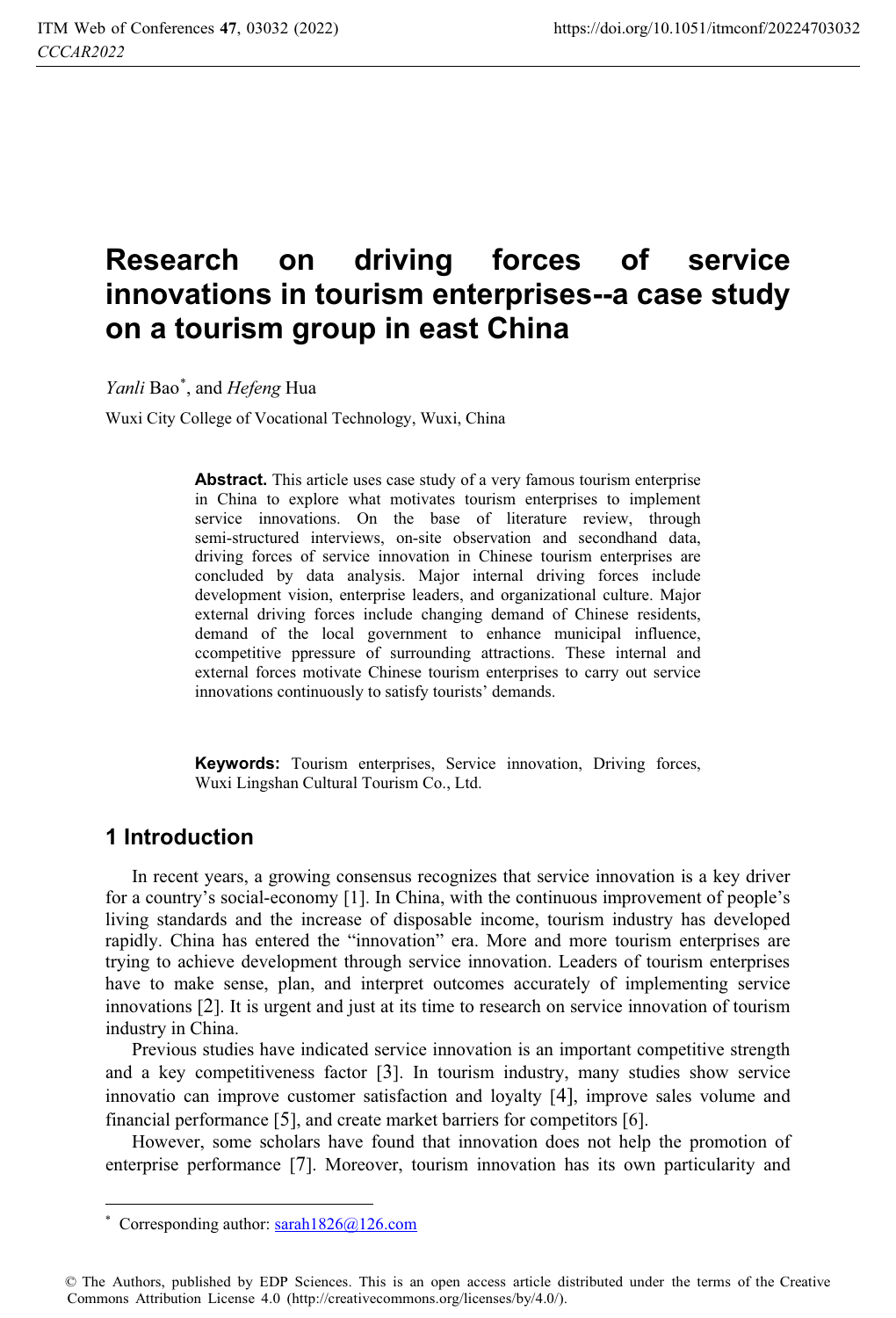# Research on driving forces of service innovations in tourism enterprises--a case study on a tourism group in east China

*Yanli* Bao[*], and *Hefeng* Hua

Wuxi City College of Vocational Technology, Wuxi, China

**Abstract.** This article uses case study of a very famous tourism enterprise in China to explore what motivates tourism enterprises to implement service innovations. On the base of literature review, through semi-structured interviews, on-site observation and secondhand data, driving forces of service innovation in Chinese tourism enterprises are concluded by data analysis. Major internal driving forces include development vision, enterprise leaders, and organizational culture. Major external driving forces include changing demand of Chinese residents, demand of the local government to enhance municipal influence, ccompetitive ppressure of surrounding attractions. These internal and external forces motivate Chinese tourism enterprises to carry out service innovations continuously to satisfy tourists' demands.

**Keywords:** Tourism enterprises, Service innovation, Driving forces, Wuxi Lingshan Cultural Tourism Co., Ltd.

## 1 Introduction

In recent years, a growing consensus recognizes that service innovation is a key driver for a country's social-economy [1]. In China, with the continuous improvement of people's living standards and the increase of disposable income, tourism industry has developed rapidly. China has entered the "innovation" era. More and more tourism enterprises are trying to achieve development through service innovation. Leaders of tourism enterprises have to make sense, plan, and interpret outcomes accurately of implementing service innovations [2]. It is urgent and just at its time to research on service innovation of tourism industry in China.

Previous studies have indicated service innovation is an important competitive strength and a key competitiveness factor [3]. In tourism industry, many studies show service innovatio can improve customer satisfaction and loyalty [4], improve sales volume and financial performance [5], and create market barriers for competitors [6].

However, some scholars have found that innovation does not help the promotion of enterprise performance [7]. Moreover, tourism innovation has its own particularity and

[*] Corresponding author: sarah1826@126.com

© The Authors, published by EDP Sciences. This is an open access article distributed under the terms of the Creative Commons Attribution License 4.0 (http://creativecommons.org/licenses/by/4.0/).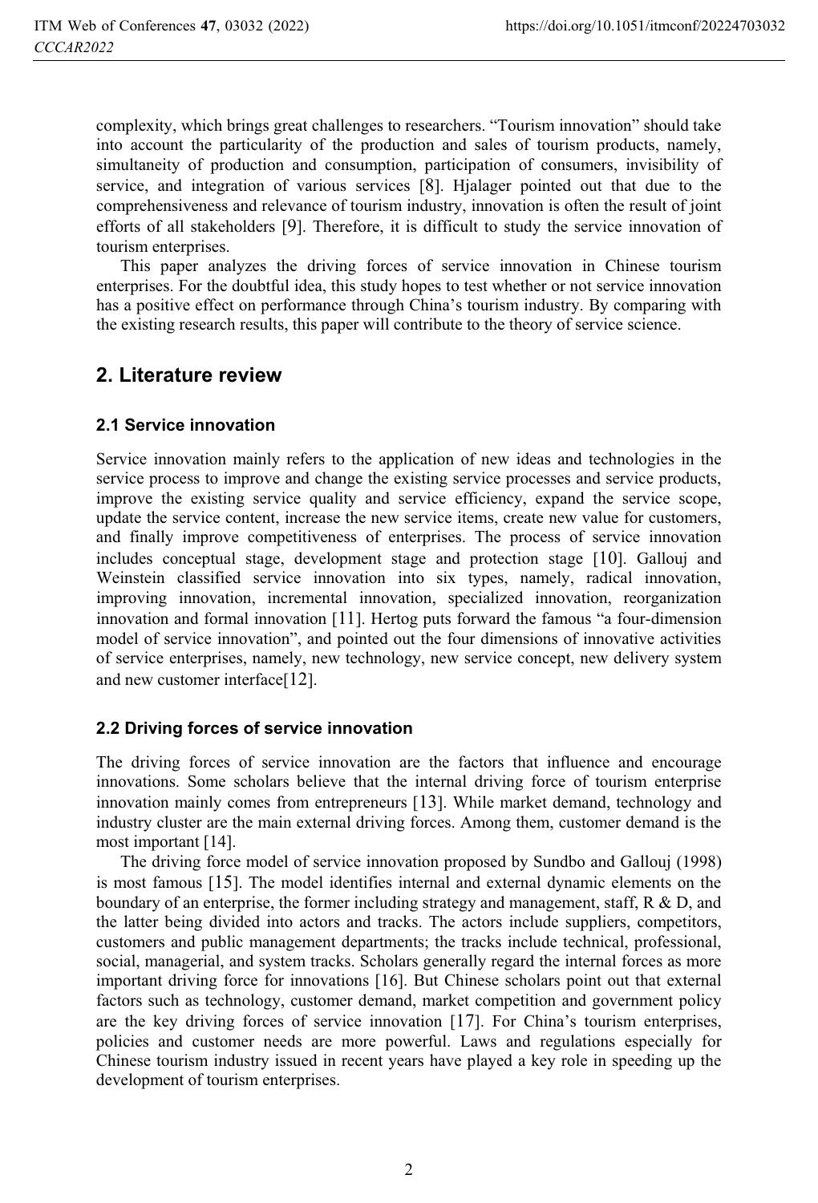complexity, which brings great challenges to researchers. "Tourism innovation" should take into account the particularity of the production and sales of tourism products, namely, simultaneity of production and consumption, participation of consumers, invisibility of service, and integration of various services [8]. Hjalager pointed out that due to the comprehensiveness and relevance of tourism industry, innovation is often the result of joint efforts of all stakeholders [9]. Therefore, it is difficult to study the service innovation of tourism enterprises.

This paper analyzes the driving forces of service innovation in Chinese tourism enterprises. For the doubtful idea, this study hopes to test whether or not service innovation has a positive effect on performance through China's tourism industry. By comparing with the existing research results, this paper will contribute to the theory of service science.

## 2. Literature review

### 2.1 Service innovation

Service innovation mainly refers to the application of new ideas and technologies in the service process to improve and change the existing service processes and service products, improve the existing service quality and service efficiency, expand the service scope, update the service content, increase the new service items, create new value for customers, and finally improve competitiveness of enterprises. The process of service innovation includes conceptual stage, development stage and protection stage [10]. Gallouj and Weinstein classified service innovation into six types, namely, radical innovation, improving innovation, incremental innovation, specialized innovation, reorganization innovation and formal innovation [11]. Hertog puts forward the famous "a four-dimension model of service innovation", and pointed out the four dimensions of innovative activities of service enterprises, namely, new technology, new service concept, new delivery system and new customer interface[12].

### 2.2 Driving forces of service innovation

The driving forces of service innovation are the factors that influence and encourage innovations. Some scholars believe that the internal driving force of tourism enterprise innovation mainly comes from entrepreneurs [13]. While market demand, technology and industry cluster are the main external driving forces. Among them, customer demand is the most important [14].

The driving force model of service innovation proposed by Sundbo and Gallouj (1998) is most famous [15]. The model identifies internal and external dynamic elements on the boundary of an enterprise, the former including strategy and management, staff, R & D, and the latter being divided into actors and tracks. The actors include suppliers, competitors, customers and public management departments; the tracks include technical, professional, social, managerial, and system tracks. Scholars generally regard the internal forces as more important driving force for innovations [16]. But Chinese scholars point out that external factors such as technology, customer demand, market competition and government policy are the key driving forces of service innovation [17]. For China's tourism enterprises, policies and customer needs are more powerful. Laws and regulations especially for Chinese tourism industry issued in recent years have played a key role in speeding up the development of tourism enterprises.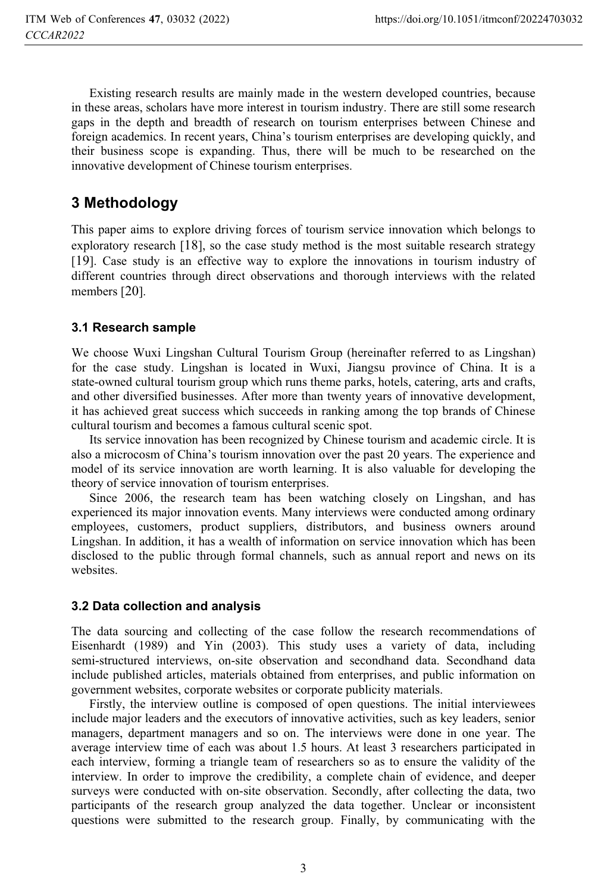Existing research results are mainly made in the western developed countries, because in these areas, scholars have more interest in tourism industry. There are still some research gaps in the depth and breadth of research on tourism enterprises between Chinese and foreign academics. In recent years, China's tourism enterprises are developing quickly, and their business scope is expanding. Thus, there will be much to be researched on the innovative development of Chinese tourism enterprises.

## 3 Methodology

This paper aims to explore driving forces of tourism service innovation which belongs to exploratory research [18], so the case study method is the most suitable research strategy [19]. Case study is an effective way to explore the innovations in tourism industry of different countries through direct observations and thorough interviews with the related members [20].

### 3.1 Research sample

We choose Wuxi Lingshan Cultural Tourism Group (hereinafter referred to as Lingshan) for the case study. Lingshan is located in Wuxi, Jiangsu province of China. It is a state-owned cultural tourism group which runs theme parks, hotels, catering, arts and crafts, and other diversified businesses. After more than twenty years of innovative development, it has achieved great success which succeeds in ranking among the top brands of Chinese cultural tourism and becomes a famous cultural scenic spot.

Its service innovation has been recognized by Chinese tourism and academic circle. It is also a microcosm of China's tourism innovation over the past 20 years. The experience and model of its service innovation are worth learning. It is also valuable for developing the theory of service innovation of tourism enterprises.

Since 2006, the research team has been watching closely on Lingshan, and has experienced its major innovation events. Many interviews were conducted among ordinary employees, customers, product suppliers, distributors, and business owners around Lingshan. In addition, it has a wealth of information on service innovation which has been disclosed to the public through formal channels, such as annual report and news on its websites.

### 3.2 Data collection and analysis

The data sourcing and collecting of the case follow the research recommendations of Eisenhardt (1989) and Yin (2003). This study uses a variety of data, including semi-structured interviews, on-site observation and secondhand data. Secondhand data include published articles, materials obtained from enterprises, and public information on government websites, corporate websites or corporate publicity materials.

Firstly, the interview outline is composed of open questions. The initial interviewees include major leaders and the executors of innovative activities, such as key leaders, senior managers, department managers and so on. The interviews were done in one year. The average interview time of each was about 1.5 hours. At least 3 researchers participated in each interview, forming a triangle team of researchers so as to ensure the validity of the interview. In order to improve the credibility, a complete chain of evidence, and deeper surveys were conducted with on-site observation. Secondly, after collecting the data, two participants of the research group analyzed the data together. Unclear or inconsistent questions were submitted to the research group. Finally, by communicating with the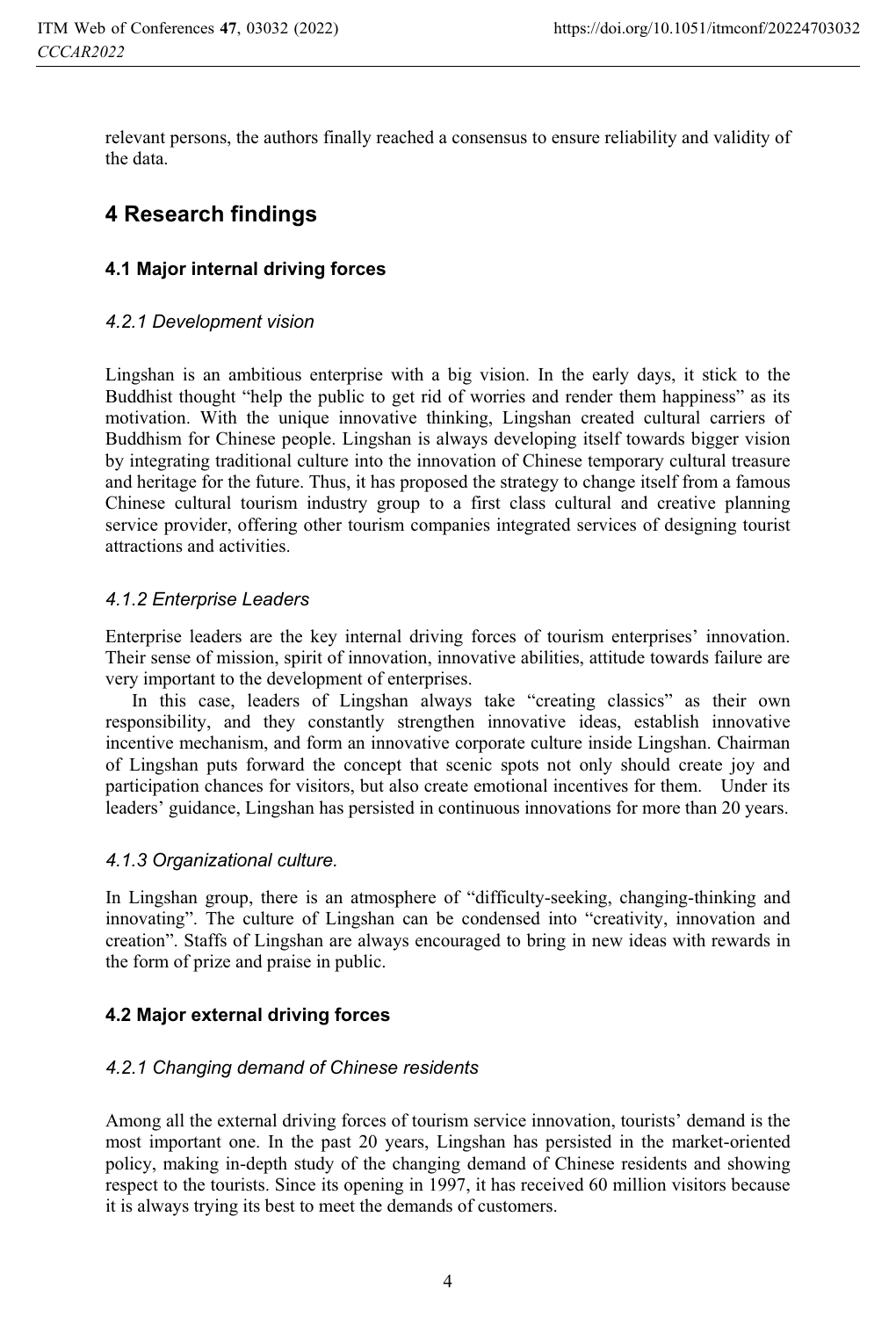relevant persons, the authors finally reached a consensus to ensure reliability and validity of the data.

## 4 Research findings

### 4.1 Major internal driving forces

#### *4.2.1 Development vision*

Lingshan is an ambitious enterprise with a big vision. In the early days, it stick to the Buddhist thought "help the public to get rid of worries and render them happiness" as its motivation. With the unique innovative thinking, Lingshan created cultural carriers of Buddhism for Chinese people. Lingshan is always developing itself towards bigger vision by integrating traditional culture into the innovation of Chinese temporary cultural treasure and heritage for the future. Thus, it has proposed the strategy to change itself from a famous Chinese cultural tourism industry group to a first class cultural and creative planning service provider, offering other tourism companies integrated services of designing tourist attractions and activities.

#### *4.1.2 Enterprise Leaders*

Enterprise leaders are the key internal driving forces of tourism enterprises' innovation. Their sense of mission, spirit of innovation, innovative abilities, attitude towards failure are very important to the development of enterprises.

In this case, leaders of Lingshan always take "creating classics" as their own responsibility, and they constantly strengthen innovative ideas, establish innovative incentive mechanism, and form an innovative corporate culture inside Lingshan. Chairman of Lingshan puts forward the concept that scenic spots not only should create joy and participation chances for visitors, but also create emotional incentives for them. Under its leaders' guidance, Lingshan has persisted in continuous innovations for more than 20 years.

#### *4.1.3 Organizational culture.*

In Lingshan group, there is an atmosphere of "difficulty-seeking, changing-thinking and innovating". The culture of Lingshan can be condensed into "creativity, innovation and creation". Staffs of Lingshan are always encouraged to bring in new ideas with rewards in the form of prize and praise in public.

### 4.2 Major external driving forces

#### *4.2.1 Changing demand of Chinese residents*

Among all the external driving forces of tourism service innovation, tourists' demand is the most important one. In the past 20 years, Lingshan has persisted in the market-oriented policy, making in-depth study of the changing demand of Chinese residents and showing respect to the tourists. Since its opening in 1997, it has received 60 million visitors because it is always trying its best to meet the demands of customers.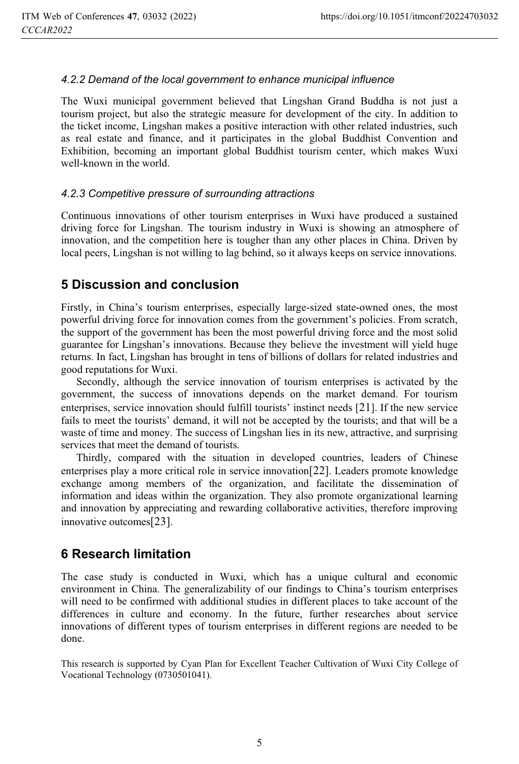#### *4.2.2 Demand of the local government to enhance municipal influence*

The Wuxi municipal government believed that Lingshan Grand Buddha is not just a tourism project, but also the strategic measure for development of the city. In addition to the ticket income, Lingshan makes a positive interaction with other related industries, such as real estate and finance, and it participates in the global Buddhist Convention and Exhibition, becoming an important global Buddhist tourism center, which makes Wuxi well-known in the world.

#### *4.2.3 Competitive pressure of surrounding attractions*

Continuous innovations of other tourism enterprises in Wuxi have produced a sustained driving force for Lingshan. The tourism industry in Wuxi is showing an atmosphere of innovation, and the competition here is tougher than any other places in China. Driven by local peers, Lingshan is not willing to lag behind, so it always keeps on service innovations.

## 5 Discussion and conclusion

Firstly, in China's tourism enterprises, especially large-sized state-owned ones, the most powerful driving force for innovation comes from the government's policies. From scratch, the support of the government has been the most powerful driving force and the most solid guarantee for Lingshan's innovations. Because they believe the investment will yield huge returns. In fact, Lingshan has brought in tens of billions of dollars for related industries and good reputations for Wuxi.

Secondly, although the service innovation of tourism enterprises is activated by the government, the success of innovations depends on the market demand. For tourism enterprises, service innovation should fulfill tourists' instinct needs [21]. If the new service fails to meet the tourists' demand, it will not be accepted by the tourists; and that will be a waste of time and money. The success of Lingshan lies in its new, attractive, and surprising services that meet the demand of tourists.

Thirdly, compared with the situation in developed countries, leaders of Chinese enterprises play a more critical role in service innovation[22]. Leaders promote knowledge exchange among members of the organization, and facilitate the dissemination of information and ideas within the organization. They also promote organizational learning and innovation by appreciating and rewarding collaborative activities, therefore improving innovative outcomes[23].

## 6 Research limitation

The case study is conducted in Wuxi, which has a unique cultural and economic environment in China. The generalizability of our findings to China's tourism enterprises will need to be confirmed with additional studies in different places to take account of the differences in culture and economy. In the future, further researches about service innovations of different types of tourism enterprises in different regions are needed to be done.

This research is supported by Cyan Plan for Excellent Teacher Cultivation of Wuxi City College of Vocational Technology (0730501041).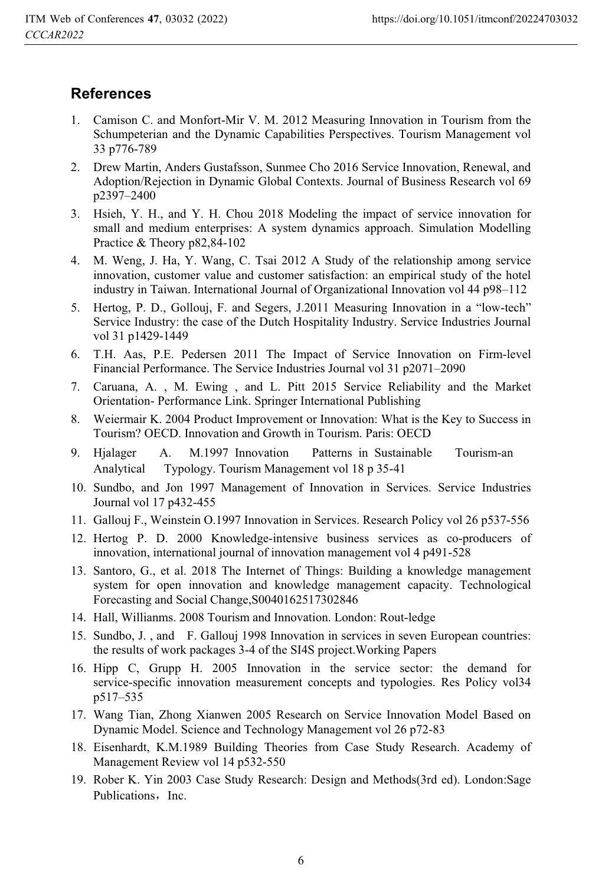## References

1. Camison C. and Monfort-Mir V. M. 2012 Measuring Innovation in Tourism from the Schumpeterian and the Dynamic Capabilities Perspectives. Tourism Management vol 33 p776-789
2. Drew Martin, Anders Gustafsson, Sunmee Cho 2016 Service Innovation, Renewal, and Adoption/Rejection in Dynamic Global Contexts. Journal of Business Research vol 69 p2397–2400
3. Hsieh, Y. H., and Y. H. Chou 2018 Modeling the impact of service innovation for small and medium enterprises: A system dynamics approach. Simulation Modelling Practice & Theory p82,84-102
4. M. Weng, J. Ha, Y. Wang, C. Tsai 2012 A Study of the relationship among service innovation, customer value and customer satisfaction: an empirical study of the hotel industry in Taiwan. International Journal of Organizational Innovation vol 44 p98–112
5. Hertog, P. D., Gollouj, F. and Segers, J.2011 Measuring Innovation in a "low-tech" Service Industry: the case of the Dutch Hospitality Industry. Service Industries Journal vol 31 p1429-1449
6. T.H. Aas, P.E. Pedersen 2011 The Impact of Service Innovation on Firm-level Financial Performance. The Service Industries Journal vol 31 p2071–2090
7. Caruana, A. , M. Ewing , and L. Pitt 2015 Service Reliability and the Market Orientation- Performance Link. Springer International Publishing
8. Weiermair K. 2004 Product Improvement or Innovation: What is the Key to Success in Tourism? OECD. Innovation and Growth in Tourism. Paris: OECD
9. Hjalager A. M.1997 Innovation Patterns in Sustainable Tourism-an Analytical Typology. Tourism Management vol 18 p 35-41
10. Sundbo, and Jon 1997 Management of Innovation in Services. Service Industries Journal vol 17 p432-455
11. Gallouj F., Weinstein O.1997 Innovation in Services. Research Policy vol 26 p537-556
12. Hertog P. D. 2000 Knowledge-intensive business services as co-producers of innovation, international journal of innovation management vol 4 p491-528
13. Santoro, G., et al. 2018 The Internet of Things: Building a knowledge management system for open innovation and knowledge management capacity. Technological Forecasting and Social Change,S0040162517302846
14. Hall, Willianms. 2008 Tourism and Innovation. London: Rout-ledge
15. Sundbo, J. , and F. Gallouj 1998 Innovation in services in seven European countries: the results of work packages 3-4 of the SI4S project.Working Papers
16. Hipp C, Grupp H. 2005 Innovation in the service sector: the demand for service-specific innovation measurement concepts and typologies. Res Policy vol34 p517–535
17. Wang Tian, Zhong Xianwen 2005 Research on Service Innovation Model Based on Dynamic Model. Science and Technology Management vol 26 p72-83
18. Eisenhardt, K.M.1989 Building Theories from Case Study Research. Academy of Management Review vol 14 p532-550
19. Rober K. Yin 2003 Case Study Research: Design and Methods(3rd ed). London:Sage Publications，Inc.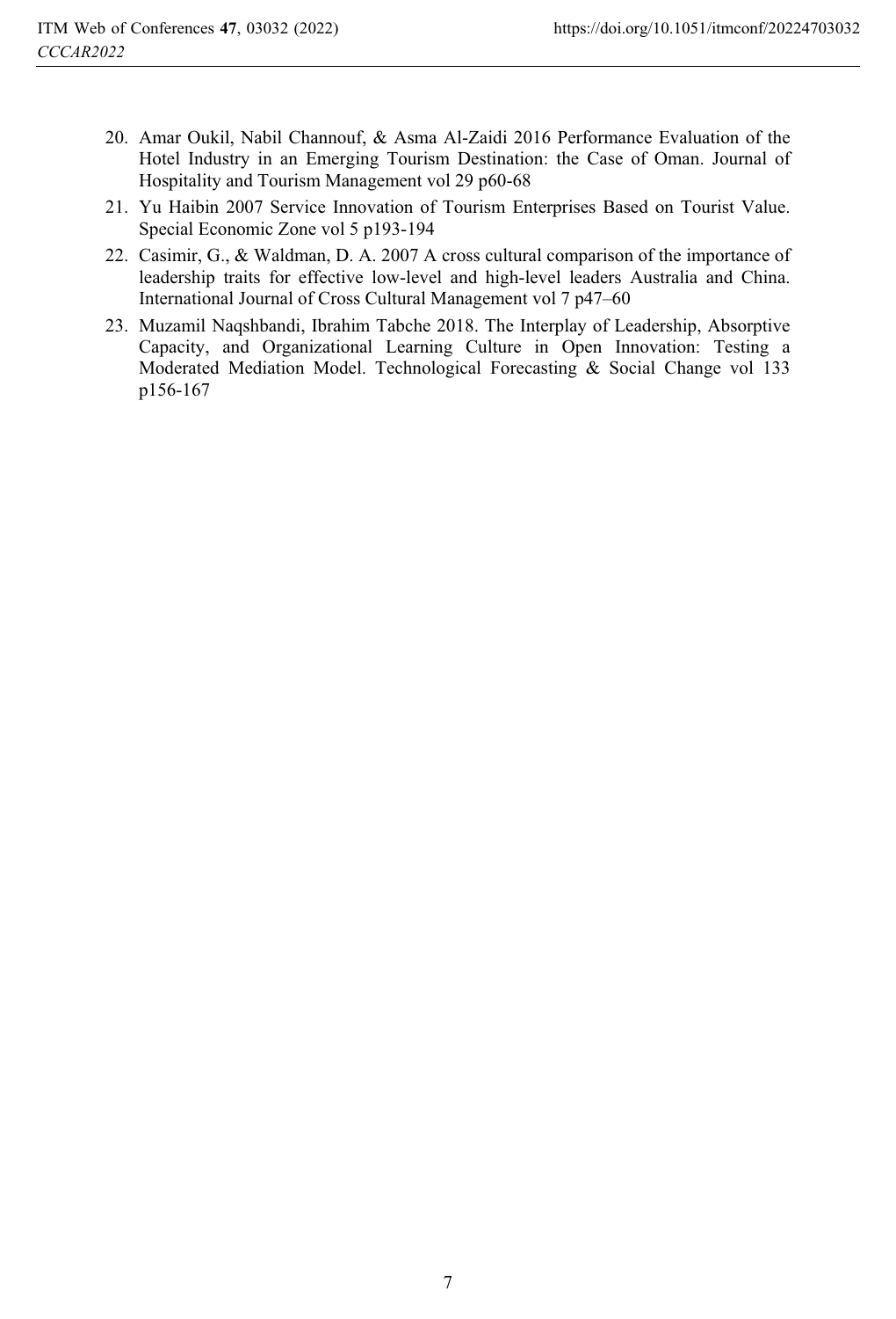20. Amar Oukil, Nabil Channouf, & Asma Al-Zaidi 2016 Performance Evaluation of the Hotel Industry in an Emerging Tourism Destination: the Case of Oman. Journal of Hospitality and Tourism Management vol 29 p60-68
21. Yu Haibin 2007 Service Innovation of Tourism Enterprises Based on Tourist Value. Special Economic Zone vol 5 p193-194
22. Casimir, G., & Waldman, D. A. 2007 A cross cultural comparison of the importance of leadership traits for effective low-level and high-level leaders Australia and China. International Journal of Cross Cultural Management vol 7 p47–60
23. Muzamil Naqshbandi, Ibrahim Tabche 2018. The Interplay of Leadership, Absorptive Capacity, and Organizational Learning Culture in Open Innovation: Testing a Moderated Mediation Model. Technological Forecasting & Social Change vol 133 p156-167